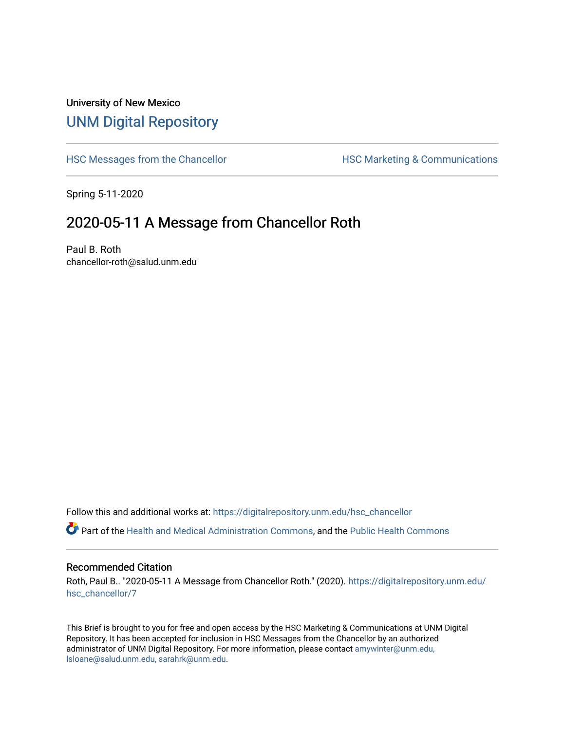University of New Mexico

# UNM Digital Repository

HSC Messages from the Chancellor

HSC Marketing & Communications

Spring 5-11-2020

## 2020-05-11 A Message from Chancellor Roth

Paul B. Roth
chancellor-roth@salud.unm.edu

Follow this and additional works at: https://digitalrepository.unm.edu/hsc_chancellor

Part of the Health and Medical Administration Commons, and the Public Health Commons

### Recommended Citation

Roth, Paul B.. "2020-05-11 A Message from Chancellor Roth." (2020). https://digitalrepository.unm.edu/hsc_chancellor/7

This Brief is brought to you for free and open access by the HSC Marketing & Communications at UNM Digital Repository. It has been accepted for inclusion in HSC Messages from the Chancellor by an authorized administrator of UNM Digital Repository. For more information, please contact amywinter@unm.edu, lsloane@salud.unm.edu, sarahrk@unm.edu.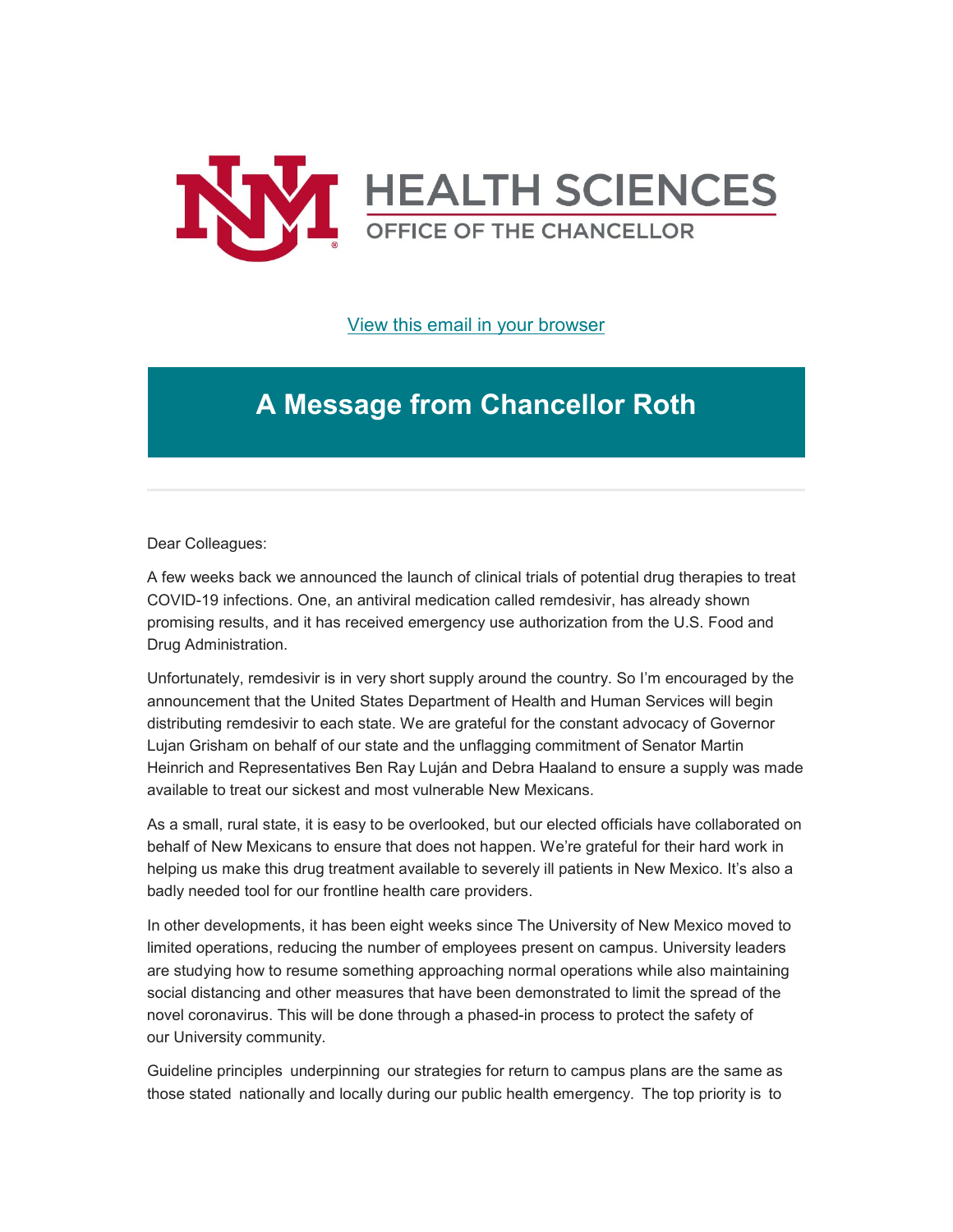HEALTH SCIENCES

OFFICE OF THE CHANCELLOR

[View this email in your browser]

# A Message from Chancellor Roth

Dear Colleagues:

A few weeks back we announced the launch of clinical trials of potential drug therapies to treat COVID-19 infections. One, an antiviral medication called remdesivir, has already shown promising results, and it has received emergency use authorization from the U.S. Food and Drug Administration.

Unfortunately, remdesivir is in very short supply around the country. So I'm encouraged by the announcement that the United States Department of Health and Human Services will begin distributing remdesivir to each state. We are grateful for the constant advocacy of Governor Lujan Grisham on behalf of our state and the unflagging commitment of Senator Martin Heinrich and Representatives Ben Ray Luján and Debra Haaland to ensure a supply was made available to treat our sickest and most vulnerable New Mexicans.

As a small, rural state, it is easy to be overlooked, but our elected officials have collaborated on behalf of New Mexicans to ensure that does not happen. We're grateful for their hard work in helping us make this drug treatment available to severely ill patients in New Mexico. It's also a badly needed tool for our frontline health care providers.

In other developments, it has been eight weeks since The University of New Mexico moved to limited operations, reducing the number of employees present on campus. University leaders are studying how to resume something approaching normal operations while also maintaining social distancing and other measures that have been demonstrated to limit the spread of the novel coronavirus. This will be done through a phased-in process to protect the safety of our University community.

Guideline principles underpinning our strategies for return to campus plans are the same as those stated nationally and locally during our public health emergency. The top priority is to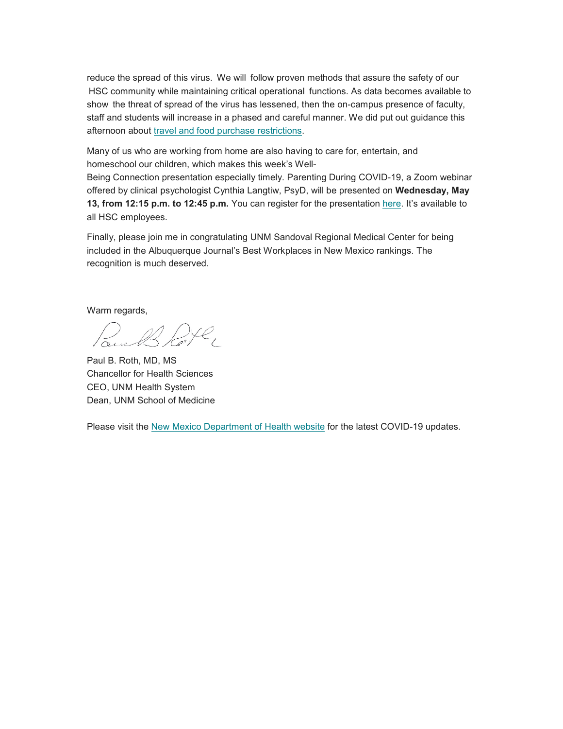reduce the spread of this virus. We will follow proven methods that assure the safety of our HSC community while maintaining critical operational functions. As data becomes available to show the threat of spread of the virus has lessened, then the on-campus presence of faculty, staff and students will increase in a phased and careful manner. We did put out guidance this afternoon about travel and food purchase restrictions.

Many of us who are working from home are also having to care for, entertain, and homeschool our children, which makes this week's Well-Being Connection presentation especially timely. Parenting During COVID-19, a Zoom webinar offered by clinical psychologist Cynthia Langtiw, PsyD, will be presented on **Wednesday, May 13, from 12:15 p.m. to 12:45 p.m.** You can register for the presentation here. It's available to all HSC employees.

Finally, please join me in congratulating UNM Sandoval Regional Medical Center for being included in the Albuquerque Journal's Best Workplaces in New Mexico rankings. The recognition is much deserved.

Warm regards,

Paul B. Roth, MD, MS
Chancellor for Health Sciences
CEO, UNM Health System
Dean, UNM School of Medicine

Please visit the New Mexico Department of Health website for the latest COVID-19 updates.